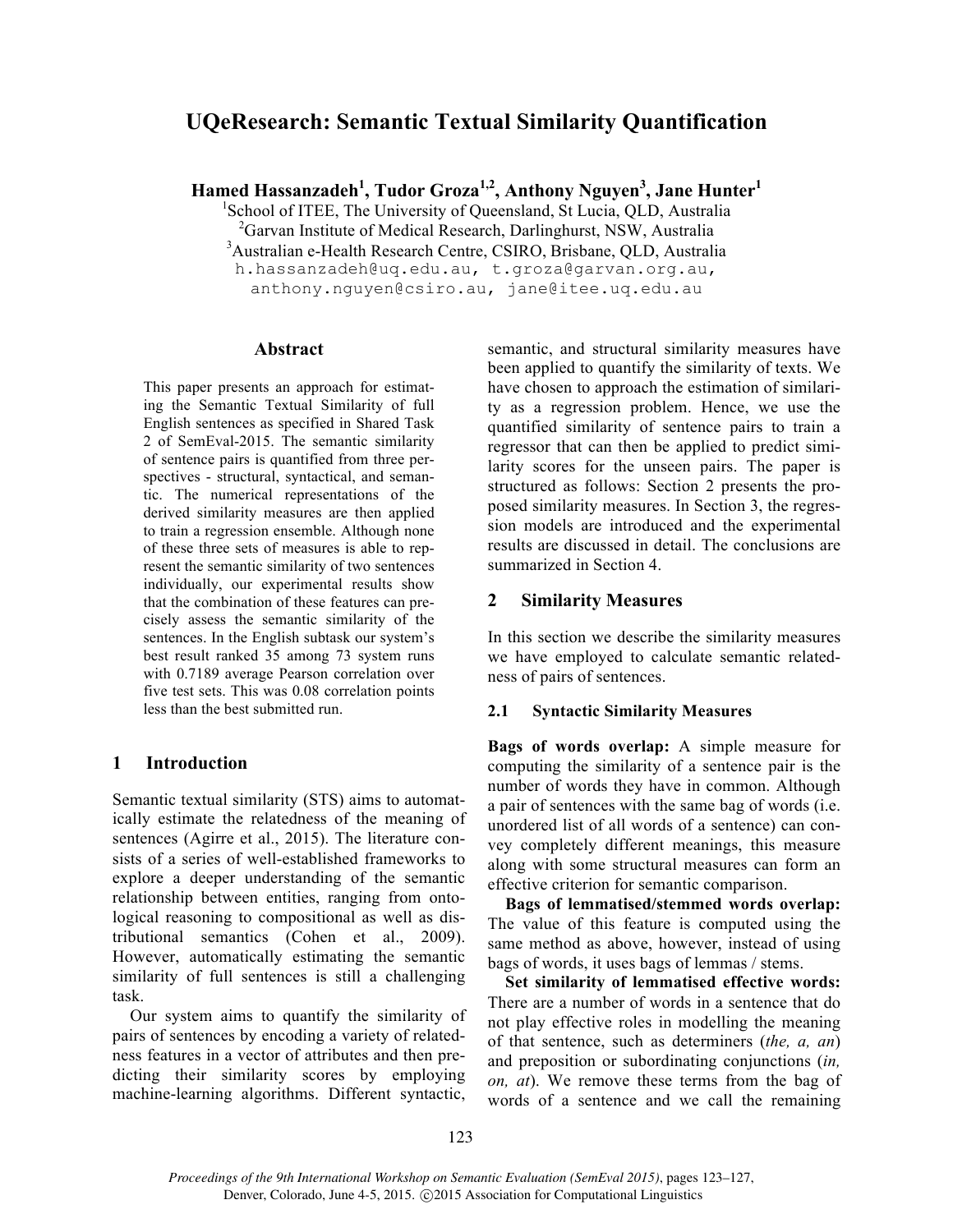# UQeResearch: Semantic Textual Similarity Quantification

**Hamed Hassanzadeh[1], Tudor Groza[1,2], Anthony Nguyen[3], Jane Hunter[1]**

[1]School of ITEE, The University of Queensland, St Lucia, QLD, Australia
[2]Garvan Institute of Medical Research, Darlinghurst, NSW, Australia
[3]Australian e-Health Research Centre, CSIRO, Brisbane, QLD, Australia
h.hassanzadeh@uq.edu.au, t.groza@garvan.org.au,
anthony.nguyen@csiro.au, jane@itee.uq.edu.au

## Abstract

This paper presents an approach for estimating the Semantic Textual Similarity of full English sentences as specified in Shared Task 2 of SemEval-2015. The semantic similarity of sentence pairs is quantified from three perspectives - structural, syntactical, and semantic. The numerical representations of the derived similarity measures are then applied to train a regression ensemble. Although none of these three sets of measures is able to represent the semantic similarity of two sentences individually, our experimental results show that the combination of these features can precisely assess the semantic similarity of the sentences. In the English subtask our system's best result ranked 35 among 73 system runs with 0.7189 average Pearson correlation over five test sets. This was 0.08 correlation points less than the best submitted run.

## 1 Introduction

Semantic textual similarity (STS) aims to automatically estimate the relatedness of the meaning of sentences (Agirre et al., 2015). The literature consists of a series of well-established frameworks to explore a deeper understanding of the semantic relationship between entities, ranging from ontological reasoning to compositional as well as distributional semantics (Cohen et al., 2009). However, automatically estimating the semantic similarity of full sentences is still a challenging task.

Our system aims to quantify the similarity of pairs of sentences by encoding a variety of relatedness features in a vector of attributes and then predicting their similarity scores by employing machine-learning algorithms. Different syntactic, semantic, and structural similarity measures have been applied to quantify the similarity of texts. We have chosen to approach the estimation of similarity as a regression problem. Hence, we use the quantified similarity of sentence pairs to train a regressor that can then be applied to predict similarity scores for the unseen pairs. The paper is structured as follows: Section 2 presents the proposed similarity measures. In Section 3, the regression models are introduced and the experimental results are discussed in detail. The conclusions are summarized in Section 4.

## 2 Similarity Measures

In this section we describe the similarity measures we have employed to calculate semantic relatedness of pairs of sentences.

### 2.1 Syntactic Similarity Measures

**Bags of words overlap:** A simple measure for computing the similarity of a sentence pair is the number of words they have in common. Although a pair of sentences with the same bag of words (i.e. unordered list of all words of a sentence) can convey completely different meanings, this measure along with some structural measures can form an effective criterion for semantic comparison.

**Bags of lemmatised/stemmed words overlap:** The value of this feature is computed using the same method as above, however, instead of using bags of words, it uses bags of lemmas / stems.

**Set similarity of lemmatised effective words:** There are a number of words in a sentence that do not play effective roles in modelling the meaning of that sentence, such as determiners (*the, a, an*) and preposition or subordinating conjunctions (*in, on, at*). We remove these terms from the bag of words of a sentence and we call the remaining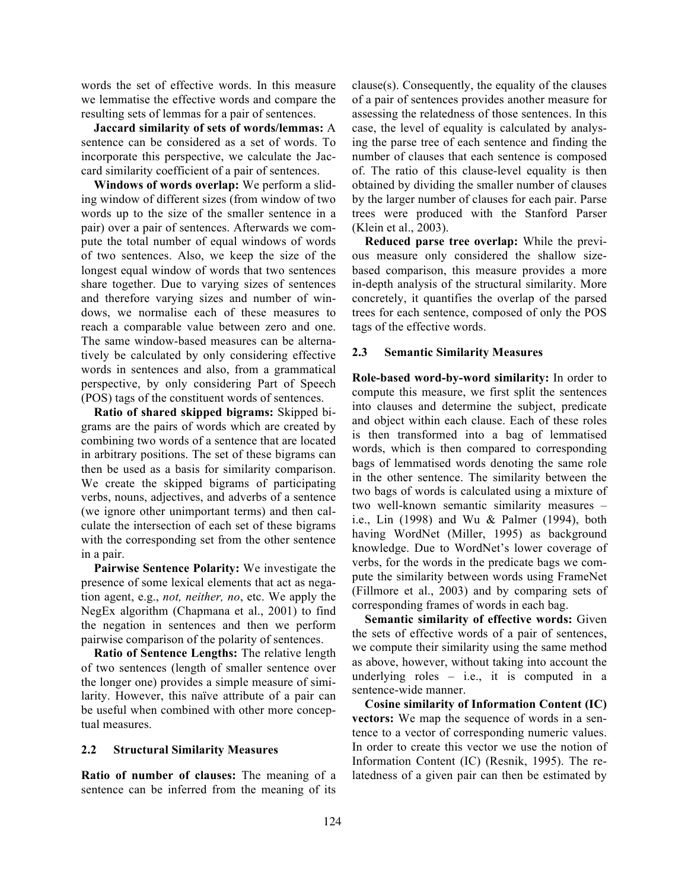words the set of effective words. In this measure we lemmatise the effective words and compare the resulting sets of lemmas for a pair of sentences.

**Jaccard similarity of sets of words/lemmas:** A sentence can be considered as a set of words. To incorporate this perspective, we calculate the Jaccard similarity coefficient of a pair of sentences.

**Windows of words overlap:** We perform a sliding window of different sizes (from window of two words up to the size of the smaller sentence in a pair) over a pair of sentences. Afterwards we compute the total number of equal windows of words of two sentences. Also, we keep the size of the longest equal window of words that two sentences share together. Due to varying sizes of sentences and therefore varying sizes and number of windows, we normalise each of these measures to reach a comparable value between zero and one. The same window-based measures can be alternatively be calculated by only considering effective words in sentences and also, from a grammatical perspective, by only considering Part of Speech (POS) tags of the constituent words of sentences.

**Ratio of shared skipped bigrams:** Skipped bigrams are the pairs of words which are created by combining two words of a sentence that are located in arbitrary positions. The set of these bigrams can then be used as a basis for similarity comparison. We create the skipped bigrams of participating verbs, nouns, adjectives, and adverbs of a sentence (we ignore other unimportant terms) and then calculate the intersection of each set of these bigrams with the corresponding set from the other sentence in a pair.

**Pairwise Sentence Polarity:** We investigate the presence of some lexical elements that act as negation agent, e.g., *not, neither, no*, etc. We apply the NegEx algorithm (Chapmana et al., 2001) to find the negation in sentences and then we perform pairwise comparison of the polarity of sentences.

**Ratio of Sentence Lengths:** The relative length of two sentences (length of smaller sentence over the longer one) provides a simple measure of similarity. However, this naïve attribute of a pair can be useful when combined with other more conceptual measures.

### 2.2 Structural Similarity Measures

**Ratio of number of clauses:** The meaning of a sentence can be inferred from the meaning of its clause(s). Consequently, the equality of the clauses of a pair of sentences provides another measure for assessing the relatedness of those sentences. In this case, the level of equality is calculated by analysing the parse tree of each sentence and finding the number of clauses that each sentence is composed of. The ratio of this clause-level equality is then obtained by dividing the smaller number of clauses by the larger number of clauses for each pair. Parse trees were produced with the Stanford Parser (Klein et al., 2003).

**Reduced parse tree overlap:** While the previous measure only considered the shallow size-based comparison, this measure provides a more in-depth analysis of the structural similarity. More concretely, it quantifies the overlap of the parsed trees for each sentence, composed of only the POS tags of the effective words.

### 2.3 Semantic Similarity Measures

**Role-based word-by-word similarity:** In order to compute this measure, we first split the sentences into clauses and determine the subject, predicate and object within each clause. Each of these roles is then transformed into a bag of lemmatised words, which is then compared to corresponding bags of lemmatised words denoting the same role in the other sentence. The similarity between the two bags of words is calculated using a mixture of two well-known semantic similarity measures – i.e., Lin (1998) and Wu & Palmer (1994), both having WordNet (Miller, 1995) as background knowledge. Due to WordNet's lower coverage of verbs, for the words in the predicate bags we compute the similarity between words using FrameNet (Fillmore et al., 2003) and by comparing sets of corresponding frames of words in each bag.

**Semantic similarity of effective words:** Given the sets of effective words of a pair of sentences, we compute their similarity using the same method as above, however, without taking into account the underlying roles – i.e., it is computed in a sentence-wide manner.

**Cosine similarity of Information Content (IC) vectors:** We map the sequence of words in a sentence to a vector of corresponding numeric values. In order to create this vector we use the notion of Information Content (IC) (Resnik, 1995). The relatedness of a given pair can then be estimated by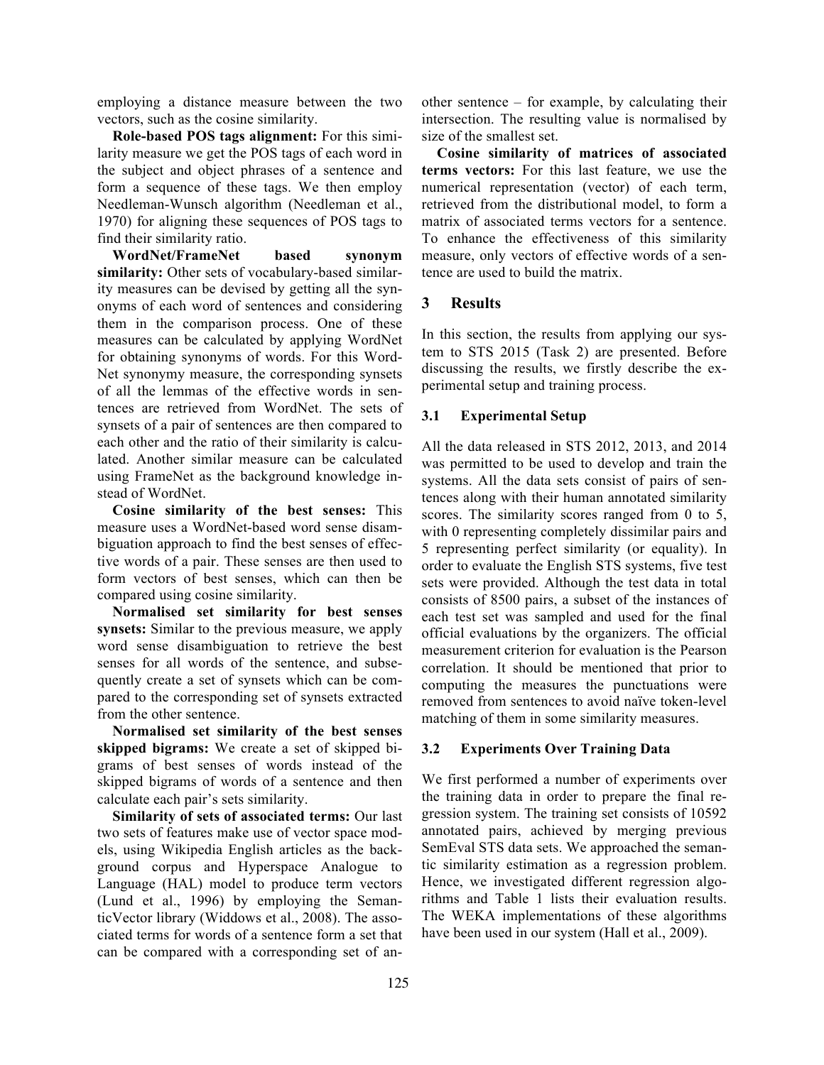employing a distance measure between the two vectors, such as the cosine similarity.

**Role-based POS tags alignment:** For this similarity measure we get the POS tags of each word in the subject and object phrases of a sentence and form a sequence of these tags. We then employ Needleman-Wunsch algorithm (Needleman et al., 1970) for aligning these sequences of POS tags to find their similarity ratio.

**WordNet/FrameNet based synonym similarity:** Other sets of vocabulary-based similarity measures can be devised by getting all the synonyms of each word of sentences and considering them in the comparison process. One of these measures can be calculated by applying WordNet for obtaining synonyms of words. For this WordNet synonymy measure, the corresponding synsets of all the lemmas of the effective words in sentences are retrieved from WordNet. The sets of synsets of a pair of sentences are then compared to each other and the ratio of their similarity is calculated. Another similar measure can be calculated using FrameNet as the background knowledge instead of WordNet.

**Cosine similarity of the best senses:** This measure uses a WordNet-based word sense disambiguation approach to find the best senses of effective words of a pair. These senses are then used to form vectors of best senses, which can then be compared using cosine similarity.

**Normalised set similarity for best senses synsets:** Similar to the previous measure, we apply word sense disambiguation to retrieve the best senses for all words of the sentence, and subsequently create a set of synsets which can be compared to the corresponding set of synsets extracted from the other sentence.

**Normalised set similarity of the best senses skipped bigrams:** We create a set of skipped bigrams of best senses of words instead of the skipped bigrams of words of a sentence and then calculate each pair's sets similarity.

**Similarity of sets of associated terms:** Our last two sets of features make use of vector space models, using Wikipedia English articles as the background corpus and Hyperspace Analogue to Language (HAL) model to produce term vectors (Lund et al., 1996) by employing the SemanticVector library (Widdows et al., 2008). The associated terms for words of a sentence form a set that can be compared with a corresponding set of another sentence – for example, by calculating their intersection. The resulting value is normalised by size of the smallest set.

**Cosine similarity of matrices of associated terms vectors:** For this last feature, we use the numerical representation (vector) of each term, retrieved from the distributional model, to form a matrix of associated terms vectors for a sentence. To enhance the effectiveness of this similarity measure, only vectors of effective words of a sentence are used to build the matrix.

## 3 Results

In this section, the results from applying our system to STS 2015 (Task 2) are presented. Before discussing the results, we firstly describe the experimental setup and training process.

### 3.1 Experimental Setup

All the data released in STS 2012, 2013, and 2014 was permitted to be used to develop and train the systems. All the data sets consist of pairs of sentences along with their human annotated similarity scores. The similarity scores ranged from 0 to 5, with 0 representing completely dissimilar pairs and 5 representing perfect similarity (or equality). In order to evaluate the English STS systems, five test sets were provided. Although the test data in total consists of 8500 pairs, a subset of the instances of each test set was sampled and used for the final official evaluations by the organizers. The official measurement criterion for evaluation is the Pearson correlation. It should be mentioned that prior to computing the measures the punctuations were removed from sentences to avoid naïve token-level matching of them in some similarity measures.

### 3.2 Experiments Over Training Data

We first performed a number of experiments over the training data in order to prepare the final regression system. The training set consists of 10592 annotated pairs, achieved by merging previous SemEval STS data sets. We approached the semantic similarity estimation as a regression problem. Hence, we investigated different regression algorithms and Table 1 lists their evaluation results. The WEKA implementations of these algorithms have been used in our system (Hall et al., 2009).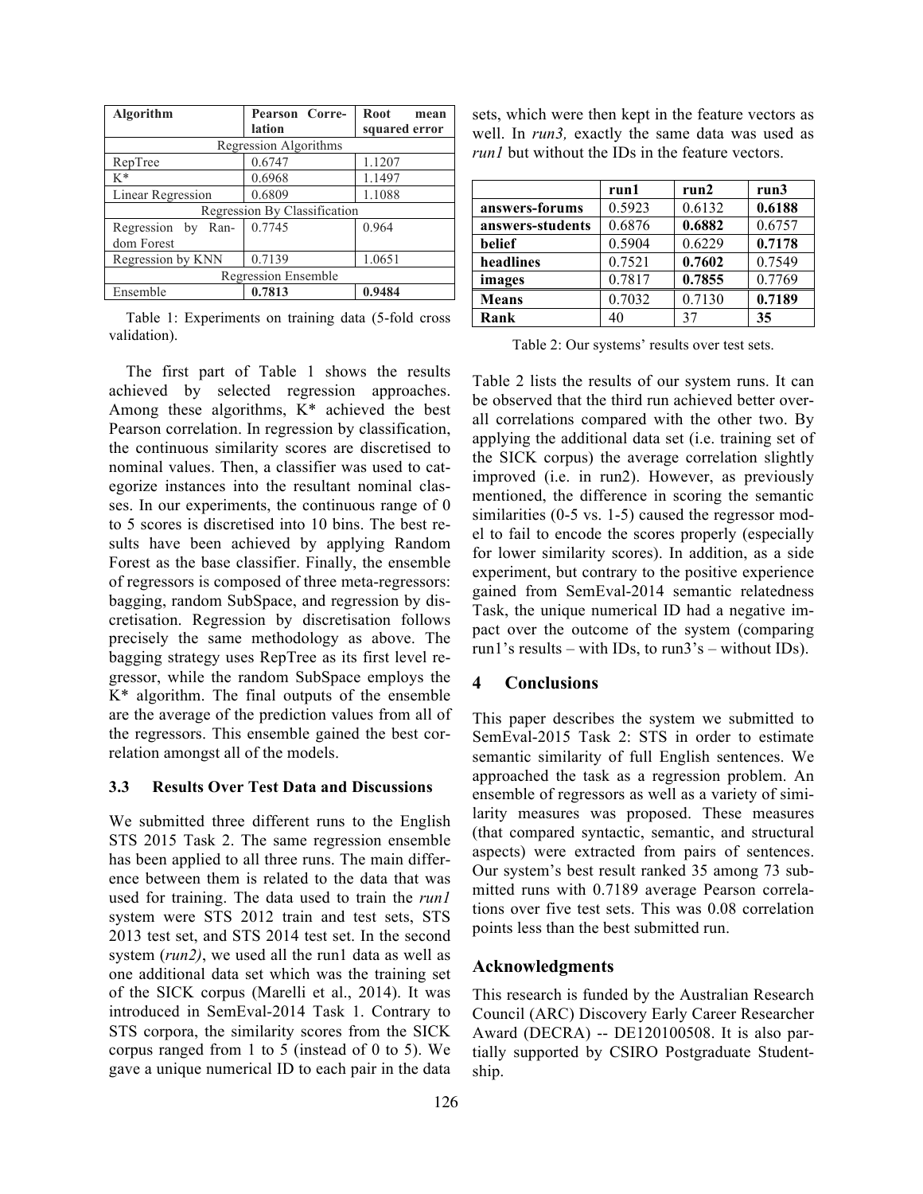| Algorithm | Pearson Correlation | Root mean squared error |
|---|---|---|
| Regression Algorithms | | |
| RepTree | 0.6747 | 1.1207 |
| K* | 0.6968 | 1.1497 |
| Linear Regression | 0.6809 | 1.1088 |
| Regression By Classification | | |
| Regression by Random Forest | 0.7745 | 0.964 |
| Regression by KNN | 0.7139 | 1.0651 |
| Regression Ensemble | | |
| Ensemble | **0.7813** | **0.9484** |

Table 1: Experiments on training data (5-fold cross validation).

The first part of Table 1 shows the results achieved by selected regression approaches. Among these algorithms, K* achieved the best Pearson correlation. In regression by classification, the continuous similarity scores are discretised to nominal values. Then, a classifier was used to categorize instances into the resultant nominal classes. In our experiments, the continuous range of 0 to 5 scores is discretised into 10 bins. The best results have been achieved by applying Random Forest as the base classifier. Finally, the ensemble of regressors is composed of three meta-regressors: bagging, random SubSpace, and regression by discretisation. Regression by discretisation follows precisely the same methodology as above. The bagging strategy uses RepTree as its first level regressor, while the random SubSpace employs the K* algorithm. The final outputs of the ensemble are the average of the prediction values from all of the regressors. This ensemble gained the best correlation amongst all of the models.

### 3.3 Results Over Test Data and Discussions

We submitted three different runs to the English STS 2015 Task 2. The same regression ensemble has been applied to all three runs. The main difference between them is related to the data that was used for training. The data used to train the *run1* system were STS 2012 train and test sets, STS 2013 test set, and STS 2014 test set. In the second system (*run2)*, we used all the run1 data as well as one additional data set which was the training set of the SICK corpus (Marelli et al., 2014). It was introduced in SemEval-2014 Task 1. Contrary to STS corpora, the similarity scores from the SICK corpus ranged from 1 to 5 (instead of 0 to 5). We gave a unique numerical ID to each pair in the data sets, which were then kept in the feature vectors as well. In *run3,* exactly the same data was used as *run1* but without the IDs in the feature vectors.

| | run1 | run2 | run3 |
|---|---|---|---|
| **answers-forums** | 0.5923 | 0.6132 | **0.6188** |
| **answers-students** | 0.6876 | **0.6882** | 0.6757 |
| **belief** | 0.5904 | 0.6229 | **0.7178** |
| **headlines** | 0.7521 | **0.7602** | 0.7549 |
| **images** | 0.7817 | **0.7855** | 0.7769 |
| **Means** | 0.7032 | 0.7130 | **0.7189** |
| **Rank** | 40 | 37 | **35** |

Table 2: Our systems' results over test sets.

Table 2 lists the results of our system runs. It can be observed that the third run achieved better overall correlations compared with the other two. By applying the additional data set (i.e. training set of the SICK corpus) the average correlation slightly improved (i.e. in run2). However, as previously mentioned, the difference in scoring the semantic similarities (0-5 vs. 1-5) caused the regressor model to fail to encode the scores properly (especially for lower similarity scores). In addition, as a side experiment, but contrary to the positive experience gained from SemEval-2014 semantic relatedness Task, the unique numerical ID had a negative impact over the outcome of the system (comparing run1's results – with IDs, to run3's – without IDs).

## 4 Conclusions

This paper describes the system we submitted to SemEval-2015 Task 2: STS in order to estimate semantic similarity of full English sentences. We approached the task as a regression problem. An ensemble of regressors as well as a variety of similarity measures was proposed. These measures (that compared syntactic, semantic, and structural aspects) were extracted from pairs of sentences. Our system's best result ranked 35 among 73 submitted runs with 0.7189 average Pearson correlations over five test sets. This was 0.08 correlation points less than the best submitted run.

## Acknowledgments

This research is funded by the Australian Research Council (ARC) Discovery Early Career Researcher Award (DECRA) -- DE120100508. It is also partially supported by CSIRO Postgraduate Studentship.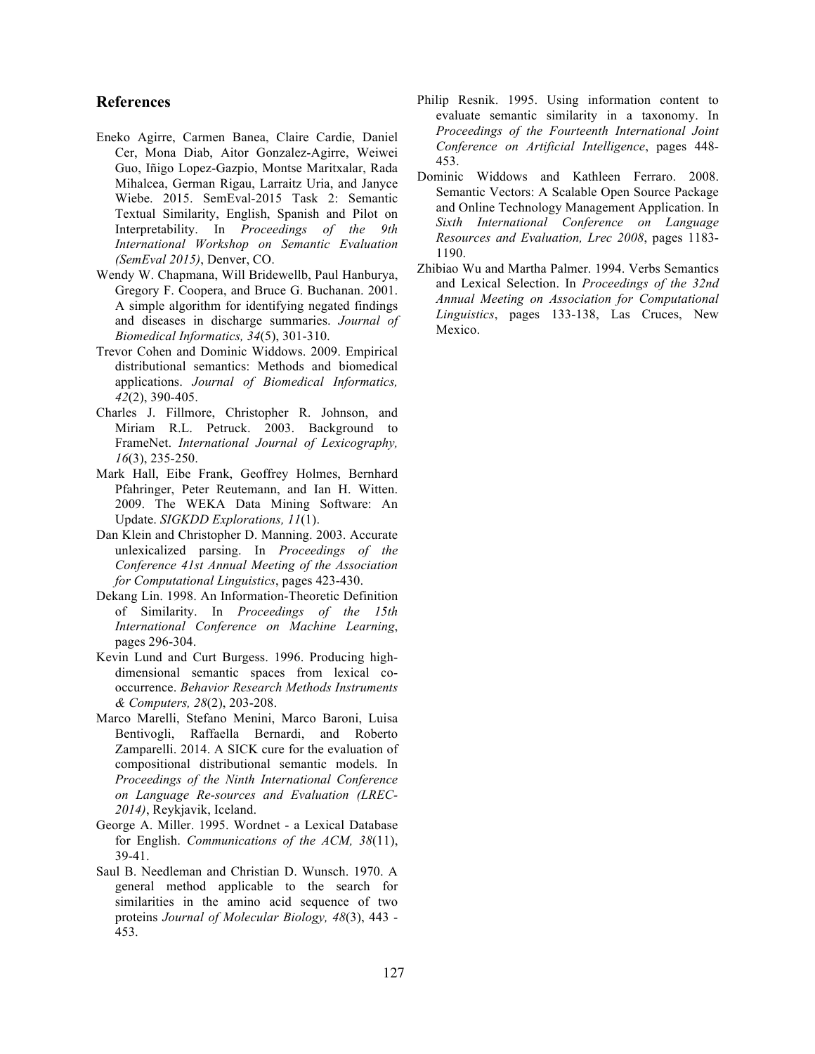## References

Eneko Agirre, Carmen Banea, Claire Cardie, Daniel Cer, Mona Diab, Aitor Gonzalez-Agirre, Weiwei Guo, Iñigo Lopez-Gazpio, Montse Maritxalar, Rada Mihalcea, German Rigau, Larraitz Uria, and Janyce Wiebe. 2015. SemEval-2015 Task 2: Semantic Textual Similarity, English, Spanish and Pilot on Interpretability. In *Proceedings of the 9th International Workshop on Semantic Evaluation (SemEval 2015)*, Denver, CO.

Wendy W. Chapmana, Will Bridewellb, Paul Hanburya, Gregory F. Coopera, and Bruce G. Buchanan. 2001. A simple algorithm for identifying negated findings and diseases in discharge summaries. *Journal of Biomedical Informatics, 34*(5), 301-310.

Trevor Cohen and Dominic Widdows. 2009. Empirical distributional semantics: Methods and biomedical applications. *Journal of Biomedical Informatics, 42*(2), 390-405.

Charles J. Fillmore, Christopher R. Johnson, and Miriam R.L. Petruck. 2003. Background to FrameNet. *International Journal of Lexicography, 16*(3), 235-250.

Mark Hall, Eibe Frank, Geoffrey Holmes, Bernhard Pfahringer, Peter Reutemann, and Ian H. Witten. 2009. The WEKA Data Mining Software: An Update. *SIGKDD Explorations, 11*(1).

Dan Klein and Christopher D. Manning. 2003. Accurate unlexicalized parsing. In *Proceedings of the Conference 41st Annual Meeting of the Association for Computational Linguistics*, pages 423-430.

Dekang Lin. 1998. An Information-Theoretic Definition of Similarity. In *Proceedings of the 15th International Conference on Machine Learning*, pages 296-304.

Kevin Lund and Curt Burgess. 1996. Producing high-dimensional semantic spaces from lexical co-occurrence. *Behavior Research Methods Instruments & Computers, 28*(2), 203-208.

Marco Marelli, Stefano Menini, Marco Baroni, Luisa Bentivogli, Raffaella Bernardi, and Roberto Zamparelli. 2014. A SICK cure for the evaluation of compositional distributional semantic models. In *Proceedings of the Ninth International Conference on Language Re-sources and Evaluation (LREC-2014)*, Reykjavik, Iceland.

George A. Miller. 1995. Wordnet - a Lexical Database for English. *Communications of the ACM, 38*(11), 39-41.

Saul B. Needleman and Christian D. Wunsch. 1970. A general method applicable to the search for similarities in the amino acid sequence of two proteins *Journal of Molecular Biology, 48*(3), 443 - 453.

Philip Resnik. 1995. Using information content to evaluate semantic similarity in a taxonomy. In *Proceedings of the Fourteenth International Joint Conference on Artificial Intelligence*, pages 448-453.

Dominic Widdows and Kathleen Ferraro. 2008. Semantic Vectors: A Scalable Open Source Package and Online Technology Management Application. In *Sixth International Conference on Language Resources and Evaluation, Lrec 2008*, pages 1183-1190.

Zhibiao Wu and Martha Palmer. 1994. Verbs Semantics and Lexical Selection. In *Proceedings of the 32nd Annual Meeting on Association for Computational Linguistics*, pages 133-138, Las Cruces, New Mexico.